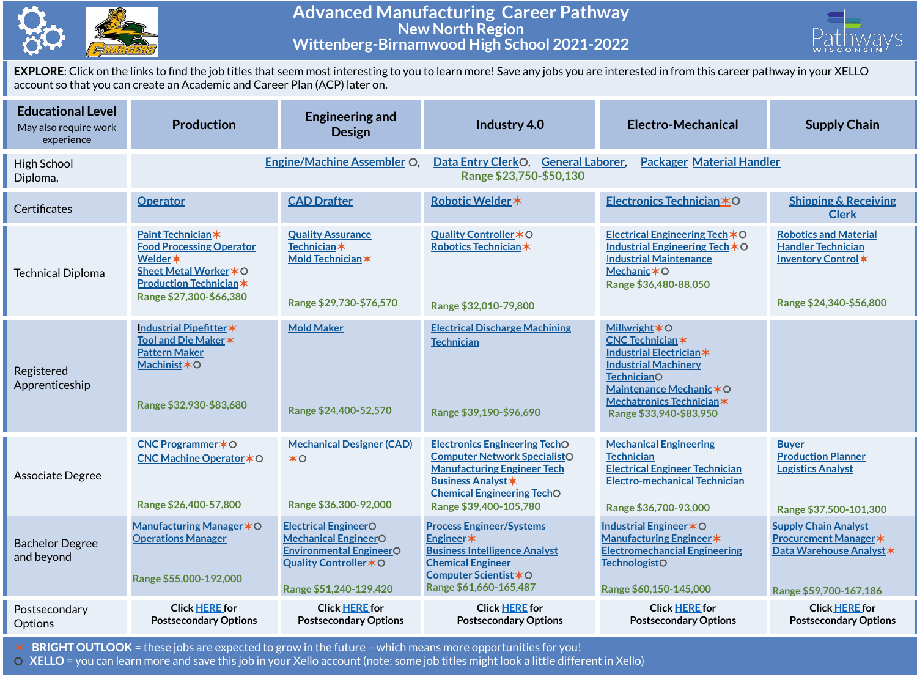# Advanced Manufacturing Career Pathway
## New North Region
## Wittenberg-Birnamwood High School 2021-2022

**EXPLORE**: Click on the links to find the job titles that seem most interesting to you to learn more! Save any jobs you are interested in from this career pathway in your XELLO account so that you can create an Academic and Career Plan (ACP) later on.

| Educational Level (May also require work experience) | Production | Engineering and Design | Industry 4.0 | Electro-Mechanical | Supply Chain |
|---|---|---|---|---|---|
| High School Diploma, | Engine/Machine Assembler ○, Data Entry Clerk○, General Laborer, Packager Material Handler Range $23,750-$50,130 | | | | |
| Certificates | Operator | CAD Drafter | Robotic Welder ✶ | Electronics Technician ✶○ | Shipping & Receiving Clerk |
| Technical Diploma | Paint Technician ✶<br>Food Processing Operator<br>Welder ✶<br>Sheet Metal Worker ✶○<br>Production Technician ✶<br>Range $27,300-$66,380 | Quality Assurance Technician ✶<br>Mold Technician ✶<br>Range $29,730-$76,570 | Quality Controller ✶○<br>Robotics Technician ✶<br>Range $32,010-79,800 | Electrical Engineering Tech ✶○<br>Industrial Engineering Tech ✶○<br>Industrial Maintenance Mechanic ✶○<br>Range $36,480-88,050 | Robotics and Material Handler Technician<br>Inventory Control ✶<br>Range $24,340-$56,800 |
| Registered Apprenticeship | Industrial Pipefitter ✶<br>Tool and Die Maker ✶<br>Pattern Maker<br>Machinist ✶○<br>Range $32,930-$83,680 | Mold Maker<br>Range $24,400-52,570 | Electrical Discharge Machining Technician<br>Range $39,190-$96,690 | Millwright ✶○<br>CNC Technician ✶<br>Industrial Electrician ✶<br>Industrial Machinery Technician○<br>Maintenance Mechanic ✶○<br>Mechatronics Technician ✶<br>Range $33,940-$83,950 | |
| Associate Degree | CNC Programmer ✶○<br>CNC Machine Operator ✶○<br>Range $26,400-57,800 | Mechanical Designer (CAD) ✶○<br>Range $36,300-92,000 | Electronics Engineering Tech○<br>Computer Network Specialist○<br>Manufacturing Engineer Tech<br>Business Analyst ✶<br>Chemical Engineering Tech○<br>Range $39,400-105,780 | Mechanical Engineering Technician<br>Electrical Engineer Technician<br>Electro-mechanical Technician<br>Range $36,700-93,000 | Buyer<br>Production Planner<br>Logistics Analyst<br>Range $37,500-101,300 |
| Bachelor Degree and beyond | Manufacturing Manager ✶○<br>Operations Manager<br>Range $55,000-192,000 | Electrical Engineer○<br>Mechanical Engineer○<br>Environmental Engineer○<br>Quality Controller ✶○<br>Range $51,240-129,420 | Process Engineer/Systems Engineer ✶<br>Business Intelligence Analyst<br>Chemical Engineer<br>Computer Scientist ✶○<br>Range $61,660-165,487 | Industrial Engineer ✶○<br>Manufacturing Engineer ✶<br>Electromechanical Engineering Technologist○<br>Range $60,150-145,000 | Supply Chain Analyst<br>Procurement Manager ✶<br>Data Warehouse Analyst ✶<br>Range $59,700-167,186 |
| Postsecondary Options | Click HERE for Postsecondary Options | Click HERE for Postsecondary Options | Click HERE for Postsecondary Options | Click HERE for Postsecondary Options | Click HERE for Postsecondary Options |

✶ **BRIGHT OUTLOOK** = these jobs are expected to grow in the future – which means more opportunities for you!
○ **XELLO** = you can learn more and save this job in your Xello account (note: some job titles might look a little different in Xello)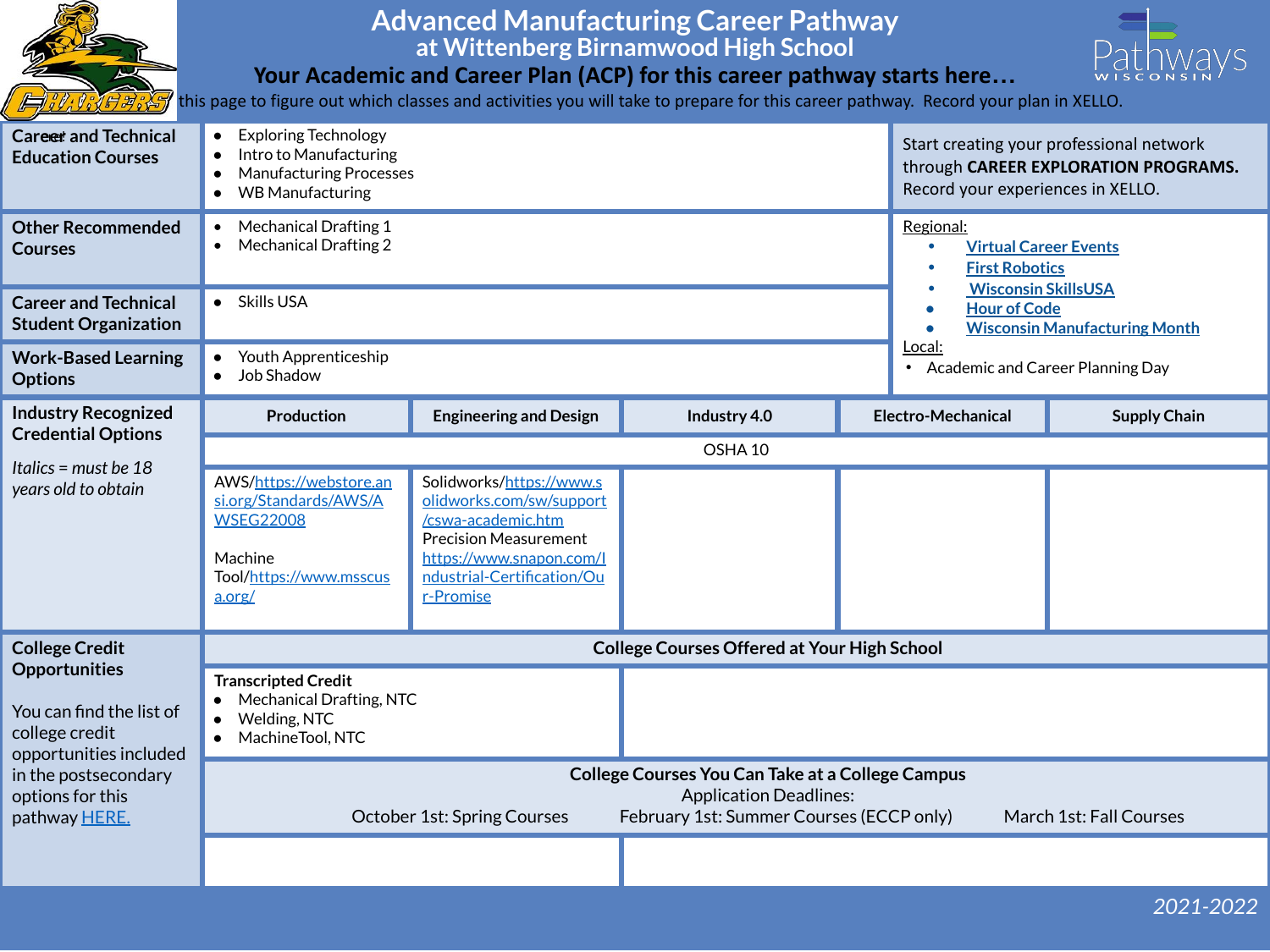# Advanced Manufacturing Career Pathway
## at Wittenberg Birnamwood High School
### Your Academic and Career Plan (ACP) for this career pathway starts here…

this page to figure out which classes and activities you will take to prepare for this career pathway. Record your plan in XELLO.

**Career and Technical Education Courses**
- Exploring Technology
- Intro to Manufacturing
- Manufacturing Processes
- WB Manufacturing

**Other Recommended Courses**
- Mechanical Drafting 1
- Mechanical Drafting 2

**Career and Technical Student Organization**
- Skills USA

**Work-Based Learning Options**
- Youth Apprenticeship
- Job Shadow

Start creating your professional network through **CAREER EXPLORATION PROGRAMS.** Record your experiences in XELLO.

Regional:
- Virtual Career Events
- First Robotics
- Wisconsin SkillsUSA
- Hour of Code
- Wisconsin Manufacturing Month

Local:
- Academic and Career Planning Day

**Industry Recognized Credential Options**

*Italics = must be 18 years old to obtain*

| Production | Engineering and Design | Industry 4.0 | Electro-Mechanical | Supply Chain |
|---|---|---|---|---|
| OSHA 10 | | | | |
| AWS/https://webstore.ansi.org/Standards/AWS/AWSEG22008<br><br>Machine Tool/https://www.msscusa.org/ | Solidworks/https://www.solidworks.com/sw/support/cswa-academic.htm<br>Precision Measurement https://www.snapon.com/Industrial-Certification/Our-Promise | | | |

**College Credit Opportunities**

You can find the list of college credit opportunities included in the postsecondary options for this pathway HERE.

**College Courses Offered at Your High School**

**Transcripted Credit**
- Mechanical Drafting, NTC
- Welding, NTC
- MachineTool, NTC

**College Courses You Can Take at a College Campus**

Application Deadlines:

October 1st: Spring Courses | February 1st: Summer Courses (ECCP only) | March 1st: Fall Courses

2021-2022